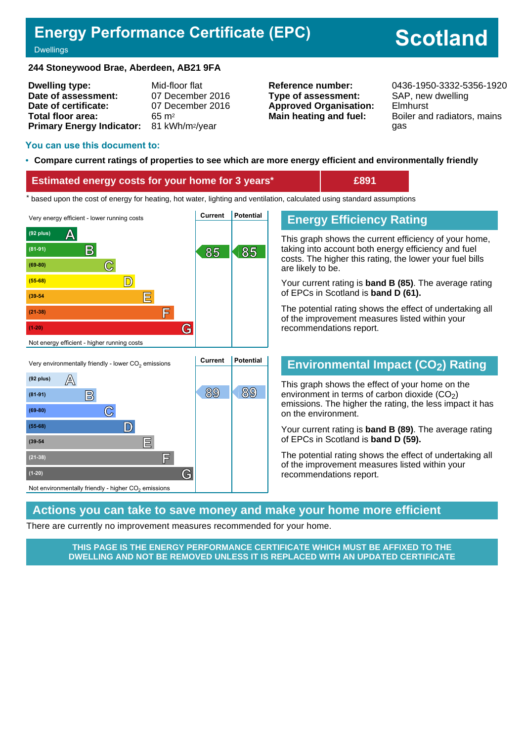# Energy Performance Certificate (EPC)

Dwellings

**Scotland**

**244 Stoneywood Brae, Aberdeen, AB21 9FA**

| | | | |
|---|---|---|---|
| **Dwelling type:** | Mid-floor flat | **Reference number:** | 0436-1950-3332-5356-1920 |
| **Date of assessment:** | 07 December 2016 | **Type of assessment:** | SAP, new dwelling |
| **Date of certificate:** | 07 December 2016 | **Approved Organisation:** | Elmhurst |
| **Total floor area:** | 65 m² | **Main heating and fuel:** | Boiler and radiators, mains gas |
| **Primary Energy Indicator:** | 81 kWh/m²/year | | |

### You can use this document to:

- **Compare current ratings of properties to see which are more energy efficient and environmentally friendly**

| Estimated energy costs for your home for 3 years* | £891 |
|---|---|

* based upon the cost of energy for heating, hot water, lighting and ventilation, calculated using standard assumptions

| Very energy efficient - lower running costs | Current | Potential |
|---|---|---|
| (92 plus) A | | |
| (81-91) B | 85 | 85 |
| (69-80) C | | |
| (55-68) D | | |
| (39-54 E | | |
| (21-38) F | | |
| (1-20) G | | |
| Not energy efficient - higher running costs | | |

## Energy Efficiency Rating

This graph shows the current efficiency of your home, taking into account both energy efficiency and fuel costs. The higher this rating, the lower your fuel bills are likely to be.

Your current rating is **band B (85)**. The average rating of EPCs in Scotland is **band D (61).**

The potential rating shows the effect of undertaking all of the improvement measures listed within your recommendations report.

| Very environmentally friendly - lower $CO_2$ emissions | Current | Potential |
|---|---|---|
| (92 plus) A | | |
| (81-91) B | 89 | 89 |
| (69-80) C | | |
| (55-68) D | | |
| (39-54 E | | |
| (21-38) F | | |
| (1-20) G | | |
| Not environmentally friendly - higher $CO_2$ emissions | | |

## Environmental Impact ($CO_2$) Rating

This graph shows the effect of your home on the environment in terms of carbon dioxide ($CO_2$) emissions. The higher the rating, the less impact it has on the environment.

Your current rating is **band B (89)**. The average rating of EPCs in Scotland is **band D (59).**

The potential rating shows the effect of undertaking all of the improvement measures listed within your recommendations report.

## Actions you can take to save money and make your home more efficient

There are currently no improvement measures recommended for your home.

**THIS PAGE IS THE ENERGY PERFORMANCE CERTIFICATE WHICH MUST BE AFFIXED TO THE DWELLING AND NOT BE REMOVED UNLESS IT IS REPLACED WITH AN UPDATED CERTIFICATE**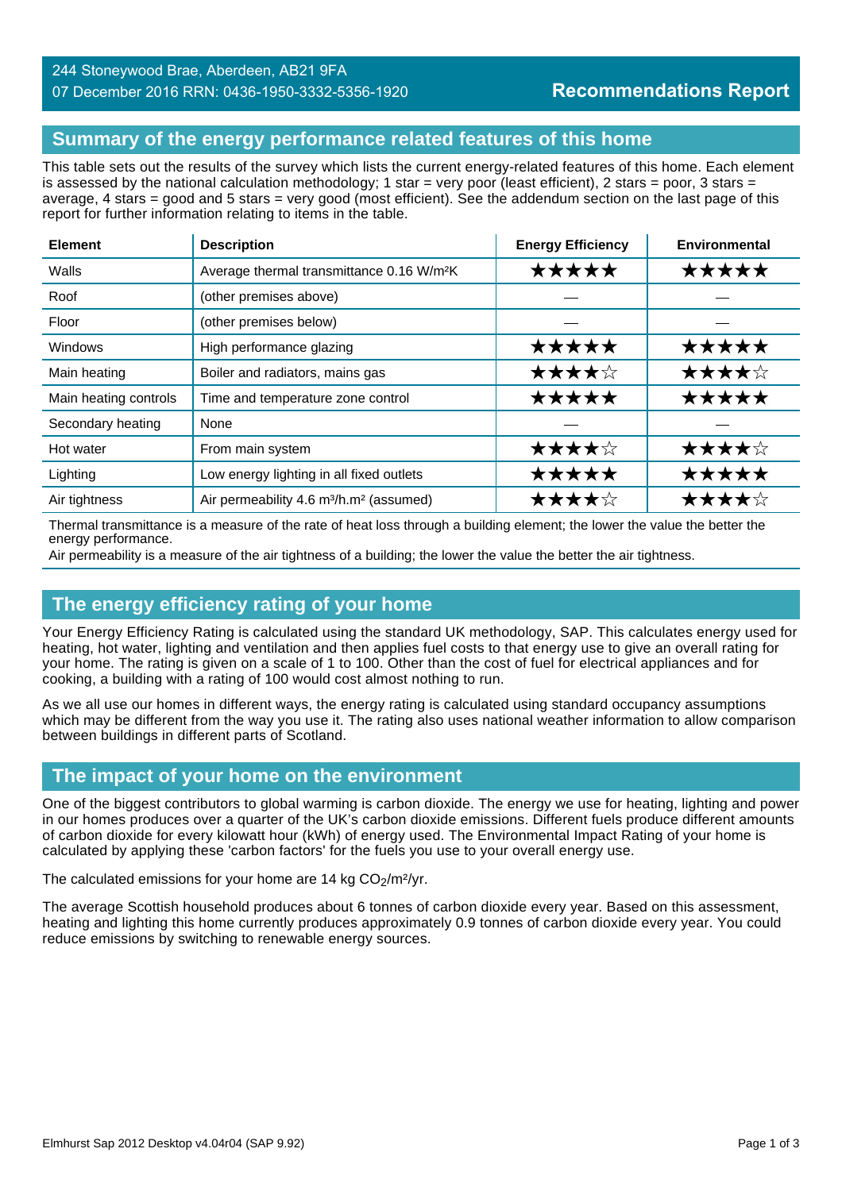244 Stoneywood Brae, Aberdeen, AB21 9FA
07 December 2016 RRN: 0436-1950-3332-5356-1920

**Recommendations Report**

## Summary of the energy performance related features of this home

This table sets out the results of the survey which lists the current energy-related features of this home. Each element is assessed by the national calculation methodology; 1 star = very poor (least efficient), 2 stars = poor, 3 stars = average, 4 stars = good and 5 stars = very good (most efficient). See the addendum section on the last page of this report for further information relating to items in the table.

| Element | Description | Energy Efficiency | Environmental |
|---|---|---|---|
| Walls | Average thermal transmittance 0.16 W/m²K | ★★★★★ | ★★★★★ |
| Roof | (other premises above) | — | — |
| Floor | (other premises below) | — | — |
| Windows | High performance glazing | ★★★★★ | ★★★★★ |
| Main heating | Boiler and radiators, mains gas | ★★★★☆ | ★★★★☆ |
| Main heating controls | Time and temperature zone control | ★★★★★ | ★★★★★ |
| Secondary heating | None | — | — |
| Hot water | From main system | ★★★★☆ | ★★★★☆ |
| Lighting | Low energy lighting in all fixed outlets | ★★★★★ | ★★★★★ |
| Air tightness | Air permeability 4.6 m³/h.m² (assumed) | ★★★★☆ | ★★★★☆ |

Thermal transmittance is a measure of the rate of heat loss through a building element; the lower the value the better the energy performance.
Air permeability is a measure of the air tightness of a building; the lower the value the better the air tightness.

## The energy efficiency rating of your home

Your Energy Efficiency Rating is calculated using the standard UK methodology, SAP. This calculates energy used for heating, hot water, lighting and ventilation and then applies fuel costs to that energy use to give an overall rating for your home. The rating is given on a scale of 1 to 100. Other than the cost of fuel for electrical appliances and for cooking, a building with a rating of 100 would cost almost nothing to run.

As we all use our homes in different ways, the energy rating is calculated using standard occupancy assumptions which may be different from the way you use it. The rating also uses national weather information to allow comparison between buildings in different parts of Scotland.

## The impact of your home on the environment

One of the biggest contributors to global warming is carbon dioxide. The energy we use for heating, lighting and power in our homes produces over a quarter of the UK's carbon dioxide emissions. Different fuels produce different amounts of carbon dioxide for every kilowatt hour (kWh) of energy used. The Environmental Impact Rating of your home is calculated by applying these 'carbon factors' for the fuels you use to your overall energy use.

The calculated emissions for your home are 14 kg $CO_2$/m²/yr.

The average Scottish household produces about 6 tonnes of carbon dioxide every year. Based on this assessment, heating and lighting this home currently produces approximately 0.9 tonnes of carbon dioxide every year. You could reduce emissions by switching to renewable energy sources.

Elmhurst Sap 2012 Desktop v4.04r04 (SAP 9.92)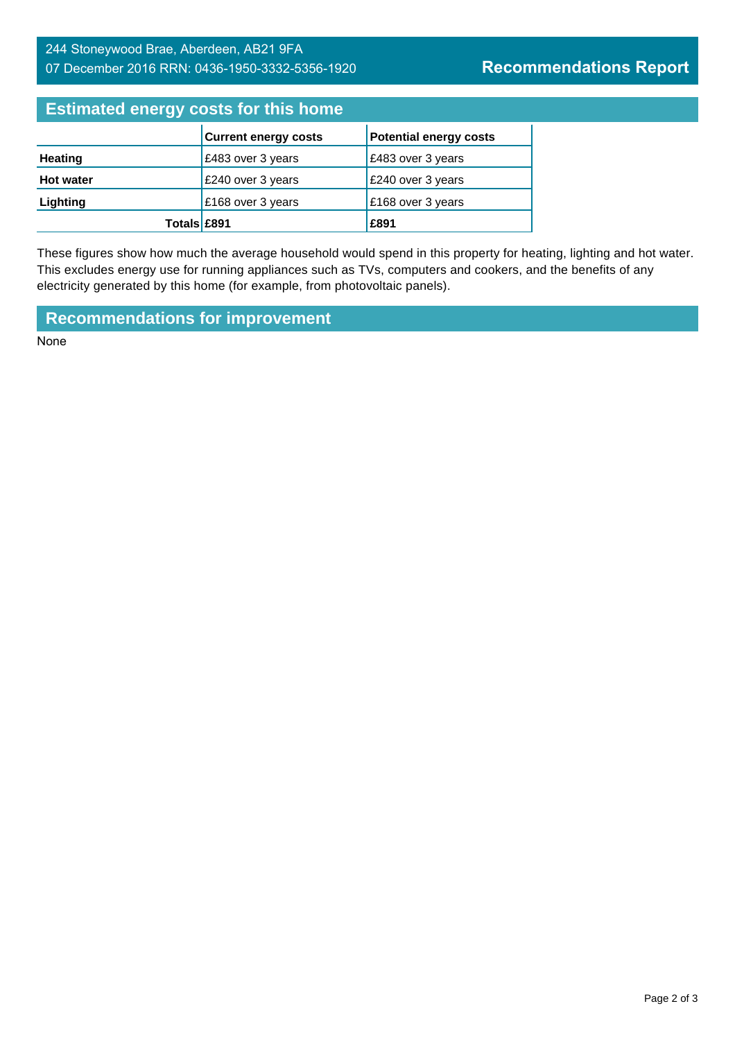244 Stoneywood Brae, Aberdeen, AB21 9FA
07 December 2016 RRN: 0436-1950-3332-5356-1920

**Recommendations Report**

## Estimated energy costs for this home

| | Current energy costs | Potential energy costs |
|---|---|---|
| **Heating** | £483 over 3 years | £483 over 3 years |
| **Hot water** | £240 over 3 years | £240 over 3 years |
| **Lighting** | £168 over 3 years | £168 over 3 years |
| **Totals** | **£891** | **£891** |

These figures show how much the average household would spend in this property for heating, lighting and hot water. This excludes energy use for running appliances such as TVs, computers and cookers, and the benefits of any electricity generated by this home (for example, from photovoltaic panels).

## Recommendations for improvement

None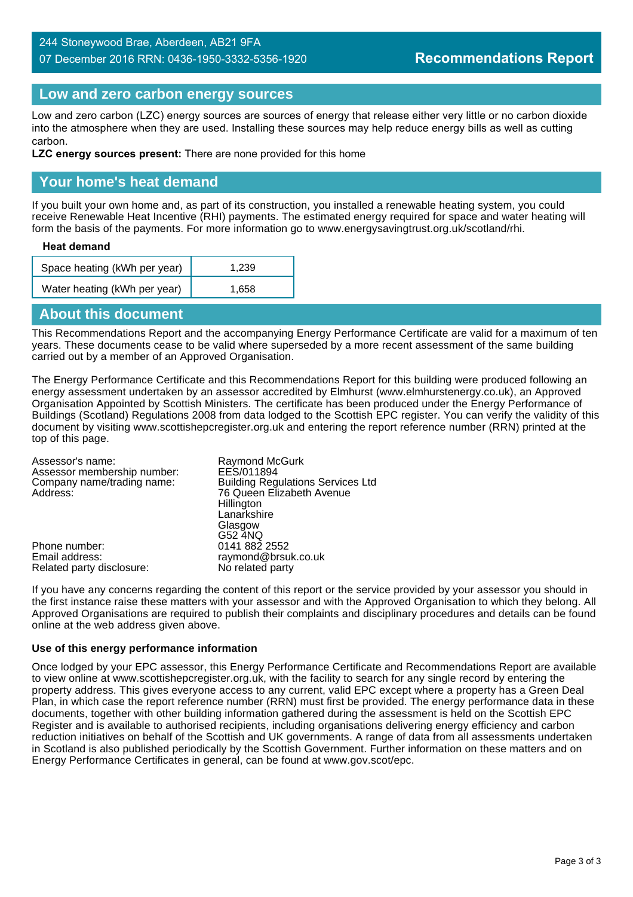244 Stoneywood Brae, Aberdeen, AB21 9FA
07 December 2016 RRN: 0436-1950-3332-5356-1920

**Recommendations Report**

## Low and zero carbon energy sources

Low and zero carbon (LZC) energy sources are sources of energy that release either very little or no carbon dioxide into the atmosphere when they are used. Installing these sources may help reduce energy bills as well as cutting carbon.

**LZC energy sources present:** There are none provided for this home

## Your home's heat demand

If you built your own home and, as part of its construction, you installed a renewable heating system, you could receive Renewable Heat Incentive (RHI) payments. The estimated energy required for space and water heating will form the basis of the payments. For more information go to www.energysavingtrust.org.uk/scotland/rhi.

**Heat demand**

| | |
|---|---|
| Space heating (kWh per year) | 1,239 |
| Water heating (kWh per year) | 1,658 |

## About this document

This Recommendations Report and the accompanying Energy Performance Certificate are valid for a maximum of ten years. These documents cease to be valid where superseded by a more recent assessment of the same building carried out by a member of an Approved Organisation.

The Energy Performance Certificate and this Recommendations Report for this building were produced following an energy assessment undertaken by an assessor accredited by Elmhurst (www.elmhurstenergy.co.uk), an Approved Organisation Appointed by Scottish Ministers. The certificate has been produced under the Energy Performance of Buildings (Scotland) Regulations 2008 from data lodged to the Scottish EPC register. You can verify the validity of this document by visiting www.scottishepcregister.org.uk and entering the report reference number (RRN) printed at the top of this page.

| | |
|---|---|
| Assessor's name: | Raymond McGurk |
| Assessor membership number: | EES/011894 |
| Company name/trading name: | Building Regulations Services Ltd |
| Address: | 76 Queen Elizabeth Avenue<br>Hillington<br>Lanarkshire<br>Glasgow<br>G52 4NQ |
| Phone number: | 0141 882 2552 |
| Email address: | raymond@brsuk.co.uk |
| Related party disclosure: | No related party |

If you have any concerns regarding the content of this report or the service provided by your assessor you should in the first instance raise these matters with your assessor and with the Approved Organisation to which they belong. All Approved Organisations are required to publish their complaints and disciplinary procedures and details can be found online at the web address given above.

### Use of this energy performance information

Once lodged by your EPC assessor, this Energy Performance Certificate and Recommendations Report are available to view online at www.scottishepcregister.org.uk, with the facility to search for any single record by entering the property address. This gives everyone access to any current, valid EPC except where a property has a Green Deal Plan, in which case the report reference number (RRN) must first be provided. The energy performance data in these documents, together with other building information gathered during the assessment is held on the Scottish EPC Register and is available to authorised recipients, including organisations delivering energy efficiency and carbon reduction initiatives on behalf of the Scottish and UK governments. A range of data from all assessments undertaken in Scotland is also published periodically by the Scottish Government. Further information on these matters and on Energy Performance Certificates in general, can be found at www.gov.scot/epc.